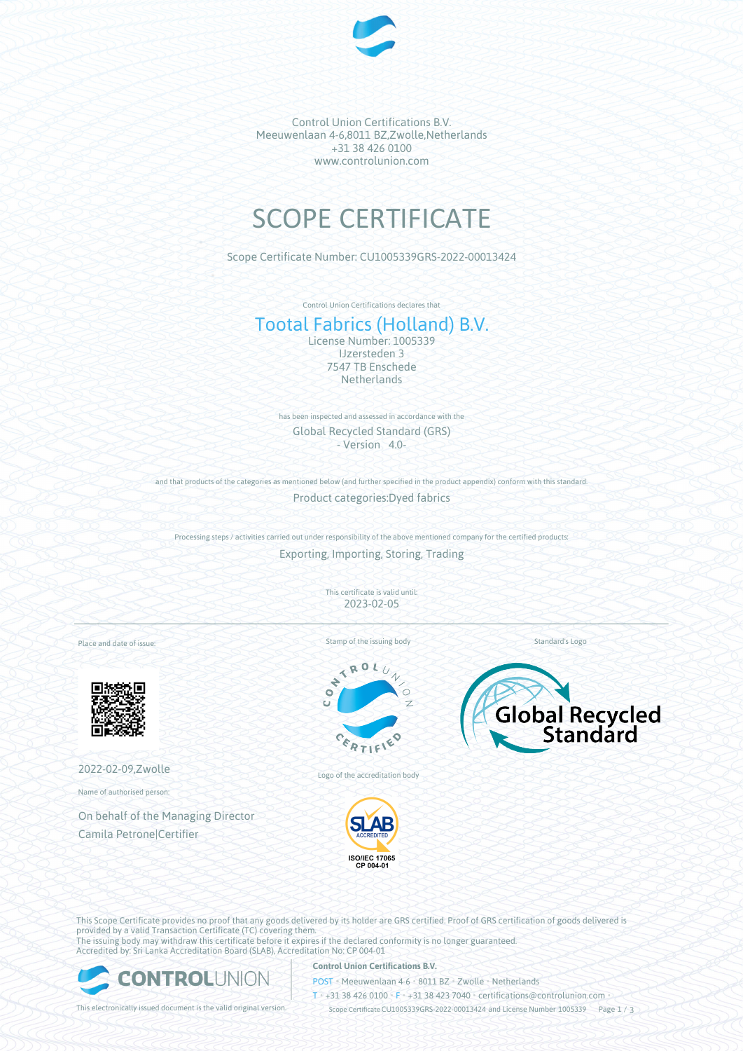Control Union Certifications B.V.
Meeuwenlaan 4-6,8011 BZ,Zwolle,Netherlands
+31 38 426 0100
www.controlunion.com

# SCOPE CERTIFICATE

Scope Certificate Number: CU1005339GRS-2022-00013424

Control Union Certifications declares that

## Tootal Fabrics (Holland) B.V.

License Number: 1005339
IJzersteden 3
7547 TB Enschede
Netherlands

has been inspected and assessed in accordance with the

Global Recycled Standard (GRS)
- Version 4.0-

and that products of the categories as mentioned below (and further specified in the product appendix) conform with this standard.

Product categories:Dyed fabrics

Processing steps / activities carried out under responsibility of the above mentioned company for the certified products:

Exporting, Importing, Storing, Trading

This certificate is valid until:
2023-02-05

Place and date of issue:

2022-02-09,Zwolle

Name of authorised person:

On behalf of the Managing Director
Camila Petrone|Certifier

Stamp of the issuing body

Logo of the accreditation body

ISO/IEC 17065
CP 004-01

Standard's Logo

This Scope Certificate provides no proof that any goods delivered by its holder are GRS certified. Proof of GRS certification of goods delivered is provided by a valid Transaction Certificate (TC) covering them.
The issuing body may withdraw this certificate before it expires if the declared conformity is no longer guaranteed.
Accredited by: Sri Lanka Accreditation Board (SLAB), Accreditation No: CP 004-01

This electronically issued document is the valid original version.

**Control Union Certifications B.V.**
POST • Meeuwenlaan 4-6 • 8011 BZ • Zwolle • Netherlands
T • +31 38 426 0100 • F • +31 38 423 7040 • certifications@controlunion.com •
Scope Certificate CU1005339GRS-2022-00013424 and License Number 1005339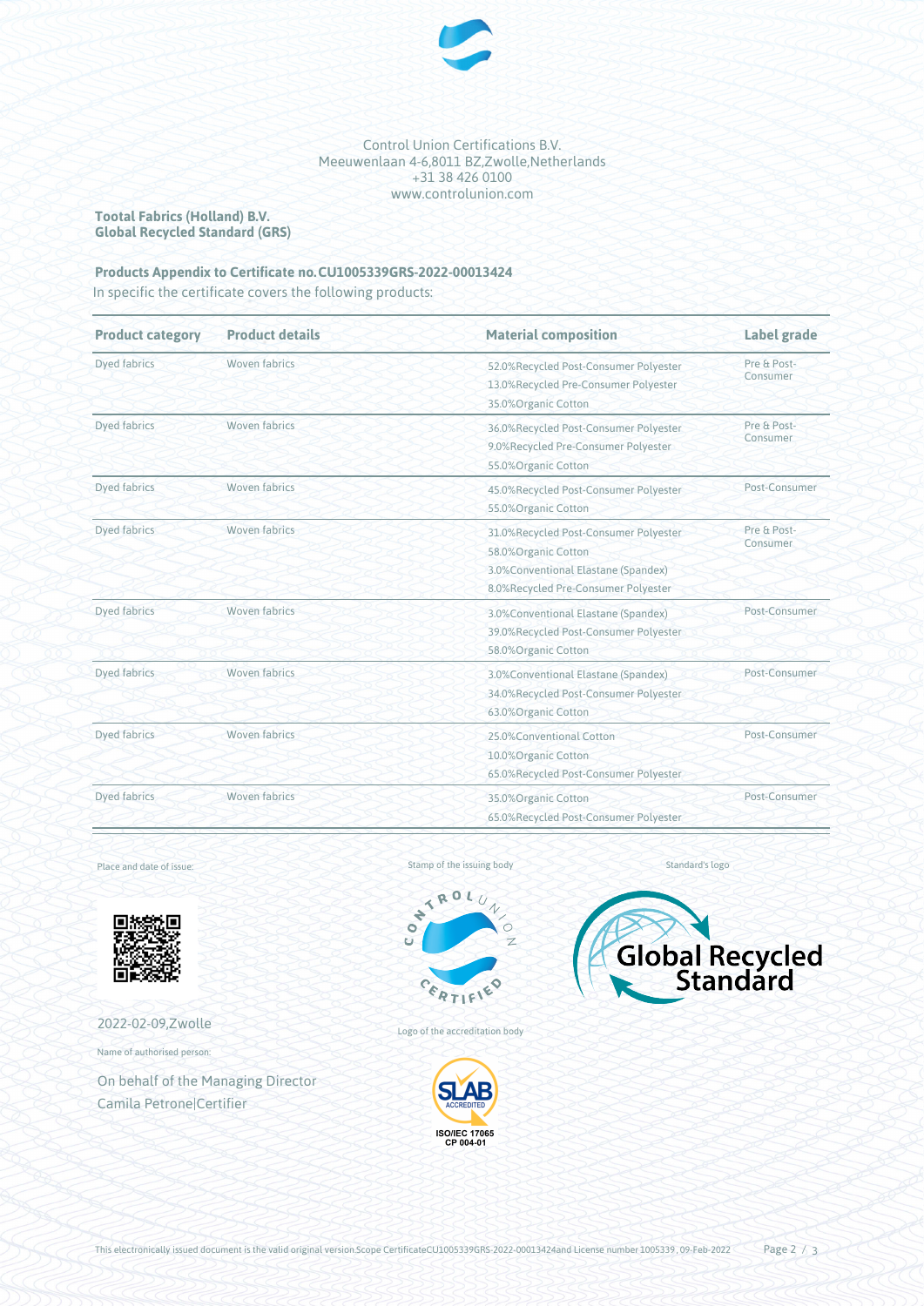Control Union Certifications B.V.
Meeuwenlaan 4-6,8011 BZ,Zwolle,Netherlands
+31 38 426 0100
www.controlunion.com

**Tootal Fabrics (Holland) B.V.**
**Global Recycled Standard (GRS)**

**Products Appendix to Certificate no.CU1005339GRS-2022-00013424**

In specific the certificate covers the following products:

| Product category | Product details | Material composition | Label grade |
|---|---|---|---|
| Dyed fabrics | Woven fabrics | 52.0%Recycled Post-Consumer Polyester<br>13.0%Recycled Pre-Consumer Polyester<br>35.0%Organic Cotton | Pre & Post-Consumer |
| Dyed fabrics | Woven fabrics | 36.0%Recycled Post-Consumer Polyester<br>9.0%Recycled Pre-Consumer Polyester<br>55.0%Organic Cotton | Pre & Post-Consumer |
| Dyed fabrics | Woven fabrics | 45.0%Recycled Post-Consumer Polyester<br>55.0%Organic Cotton | Post-Consumer |
| Dyed fabrics | Woven fabrics | 31.0%Recycled Post-Consumer Polyester<br>58.0%Organic Cotton<br>3.0%Conventional Elastane (Spandex)<br>8.0%Recycled Pre-Consumer Polyester | Pre & Post-Consumer |
| Dyed fabrics | Woven fabrics | 3.0%Conventional Elastane (Spandex)<br>39.0%Recycled Post-Consumer Polyester<br>58.0%Organic Cotton | Post-Consumer |
| Dyed fabrics | Woven fabrics | 3.0%Conventional Elastane (Spandex)<br>34.0%Recycled Post-Consumer Polyester<br>63.0%Organic Cotton | Post-Consumer |
| Dyed fabrics | Woven fabrics | 25.0%Conventional Cotton<br>10.0%Organic Cotton<br>65.0%Recycled Post-Consumer Polyester | Post-Consumer |
| Dyed fabrics | Woven fabrics | 35.0%Organic Cotton<br>65.0%Recycled Post-Consumer Polyester | Post-Consumer |

Place and date of issue:

2022-02-09,Zwolle

Name of authorised person:

On behalf of the Managing Director
Camila Petrone|Certifier

Stamp of the issuing body

Logo of the accreditation body

ISO/IEC 17065
CP 004-01

Standard's logo

Global Recycled Standard

This electronically issued document is the valid original version.Scope CertificateCU1005339GRS-2022-00013424and License number 1005339 , 09-Feb-2022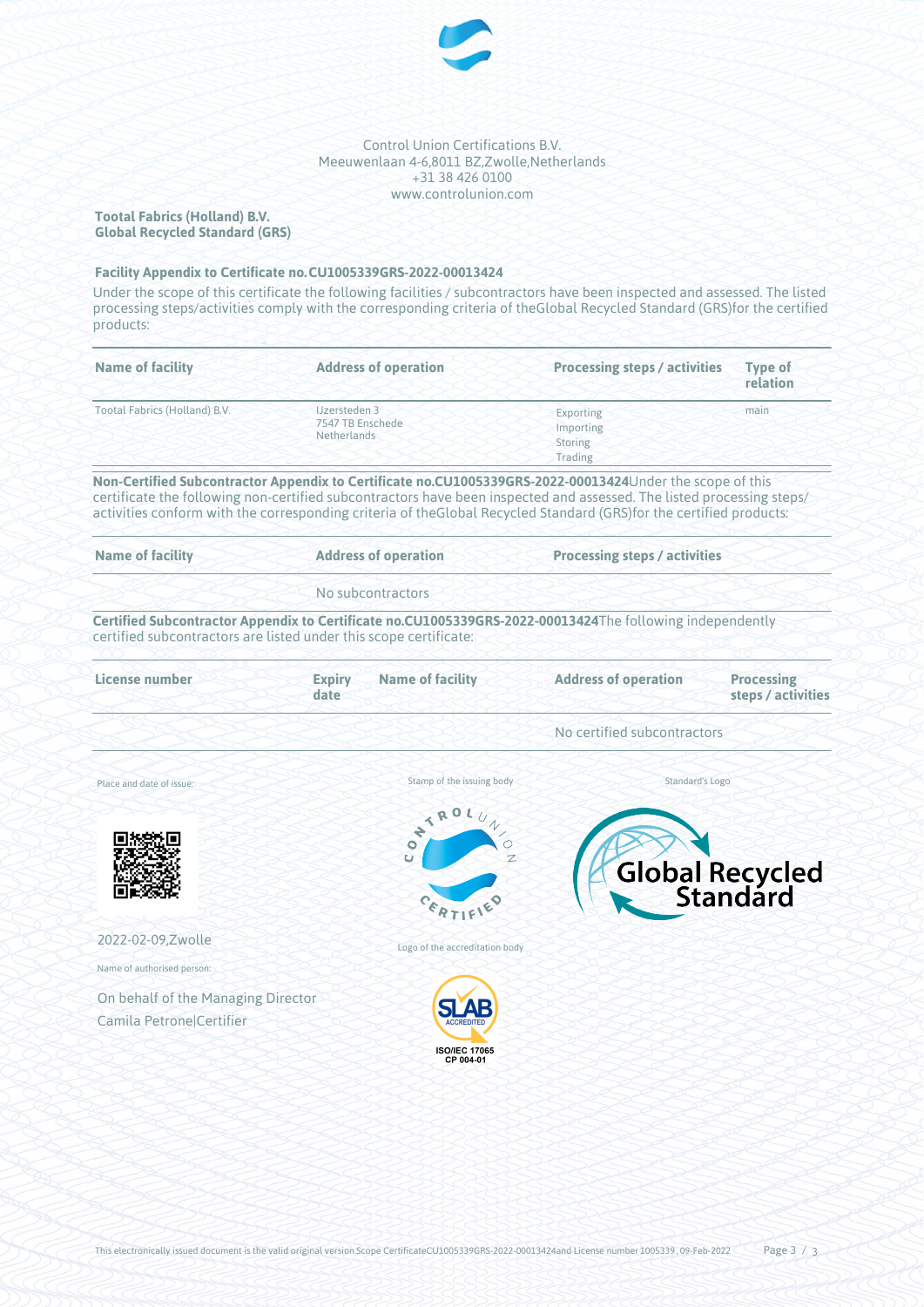Control Union Certifications B.V.
Meeuwenlaan 4-6,8011 BZ,Zwolle,Netherlands
+31 38 426 0100
www.controlunion.com

**Tootal Fabrics (Holland) B.V.**
**Global Recycled Standard (GRS)**

**Facility Appendix to Certificate no. CU1005339GRS-2022-00013424**

Under the scope of this certificate the following facilities / subcontractors have been inspected and assessed. The listed processing steps/activities comply with the corresponding criteria of theGlobal Recycled Standard (GRS)for the certified products:

| Name of facility | Address of operation | Processing steps / activities | Type of relation |
|---|---|---|---|
| Tootal Fabrics (Holland) B.V. | IJzersteden 3<br>7547 TB Enschede<br>Netherlands | Exporting<br>Importing<br>Storing<br>Trading | main |

**Non-Certified Subcontractor Appendix to Certificate no.CU1005339GRS-2022-00013424**Under the scope of this certificate the following non-certified subcontractors have been inspected and assessed. The listed processing steps/activities conform with the corresponding criteria of theGlobal Recycled Standard (GRS)for the certified products:

| Name of facility | Address of operation | Processing steps / activities |
|---|---|---|
| | No subcontractors | |

**Certified Subcontractor Appendix to Certificate no.CU1005339GRS-2022-00013424**The following independently certified subcontractors are listed under this scope certificate:

| License number | Expiry date | Name of facility | Address of operation | Processing steps / activities |
|---|---|---|---|---|
| | | | No certified subcontractors | |

Place and date of issue:

2022-02-09,Zwolle

Name of authorised person:

On behalf of the Managing Director
Camila Petrone|Certifier

Stamp of the issuing body

Standard's Logo

Logo of the accreditation body

ISO/IEC 17065
CP 004-01

This electronically issued document is the valid original version.Scope CertificateCU1005339GRS-2022-00013424and License number 1005339 , 09-Feb-2022